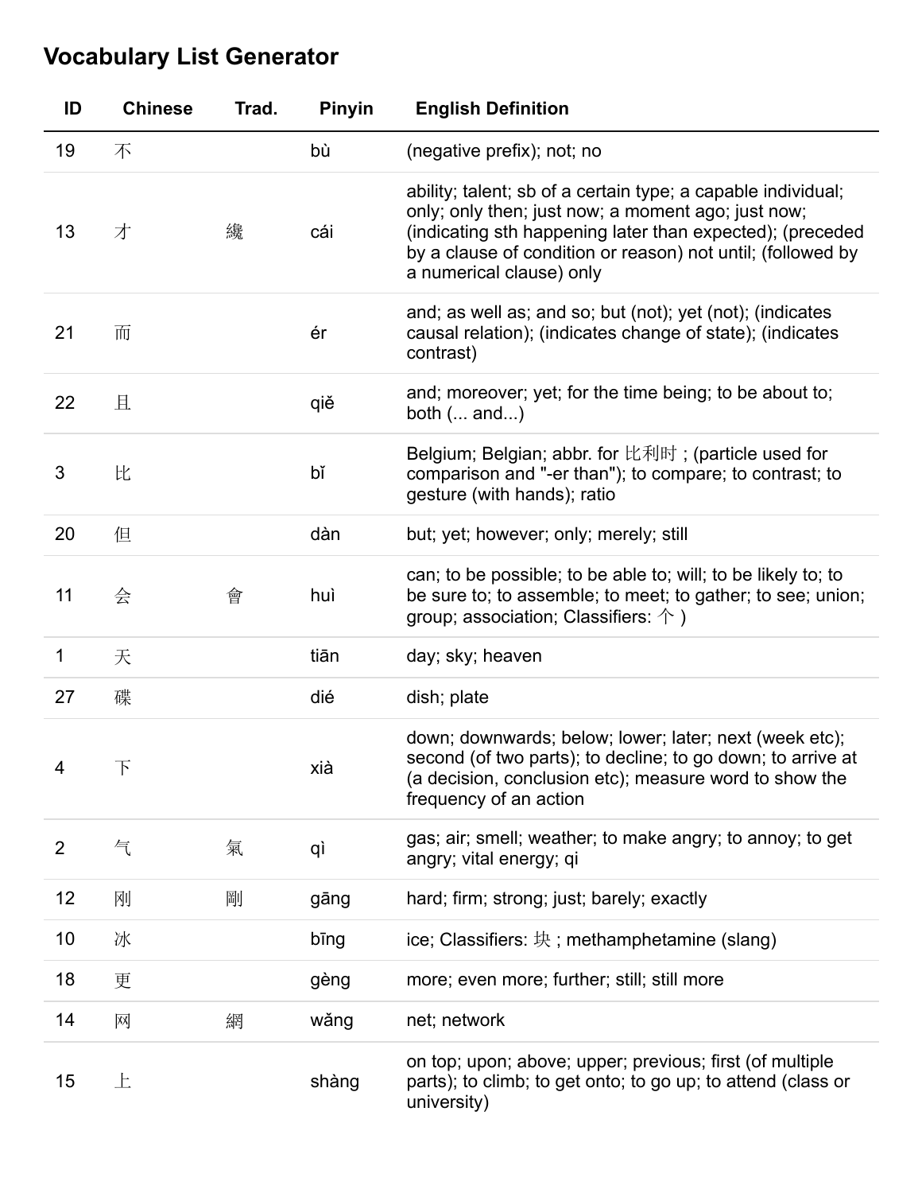## Vocabulary List Generator

| ID | Chinese | Trad. | Pinyin | English Definition |
|---|---|---|---|---|
| 19 | 不 | | bù | (negative prefix); not; no |
| 13 | 才 | 纔 | cái | ability; talent; sb of a certain type; a capable individual; only; only then; just now; a moment ago; just now; (indicating sth happening later than expected); (preceded by a clause of condition or reason) not until; (followed by a numerical clause) only |
| 21 | 而 | | ér | and; as well as; and so; but (not); yet (not); (indicates causal relation); (indicates change of state); (indicates contrast) |
| 22 | 且 | | qiě | and; moreover; yet; for the time being; to be about to; both (... and...) |
| 3 | 比 | | bǐ | Belgium; Belgian; abbr. for 比利时 ; (particle used for comparison and "-er than"); to compare; to contrast; to gesture (with hands); ratio |
| 20 | 但 | | dàn | but; yet; however; only; merely; still |
| 11 | 会 | 會 | huì | can; to be possible; to be able to; will; to be likely to; to be sure to; to assemble; to meet; to gather; to see; union; group; association; Classifiers: 个 ) |
| 1 | 天 | | tiān | day; sky; heaven |
| 27 | 碟 | | dié | dish; plate |
| 4 | 下 | | xià | down; downwards; below; lower; later; next (week etc); second (of two parts); to decline; to go down; to arrive at (a decision, conclusion etc); measure word to show the frequency of an action |
| 2 | 气 | 氣 | qì | gas; air; smell; weather; to make angry; to annoy; to get angry; vital energy; qi |
| 12 | 刚 | 剛 | gāng | hard; firm; strong; just; barely; exactly |
| 10 | 冰 | | bīng | ice; Classifiers: 块 ; methamphetamine (slang) |
| 18 | 更 | | gèng | more; even more; further; still; still more |
| 14 | 网 | 網 | wǎng | net; network |
| 15 | 上 | | shàng | on top; upon; above; upper; previous; first (of multiple parts); to climb; to get onto; to go up; to attend (class or university) |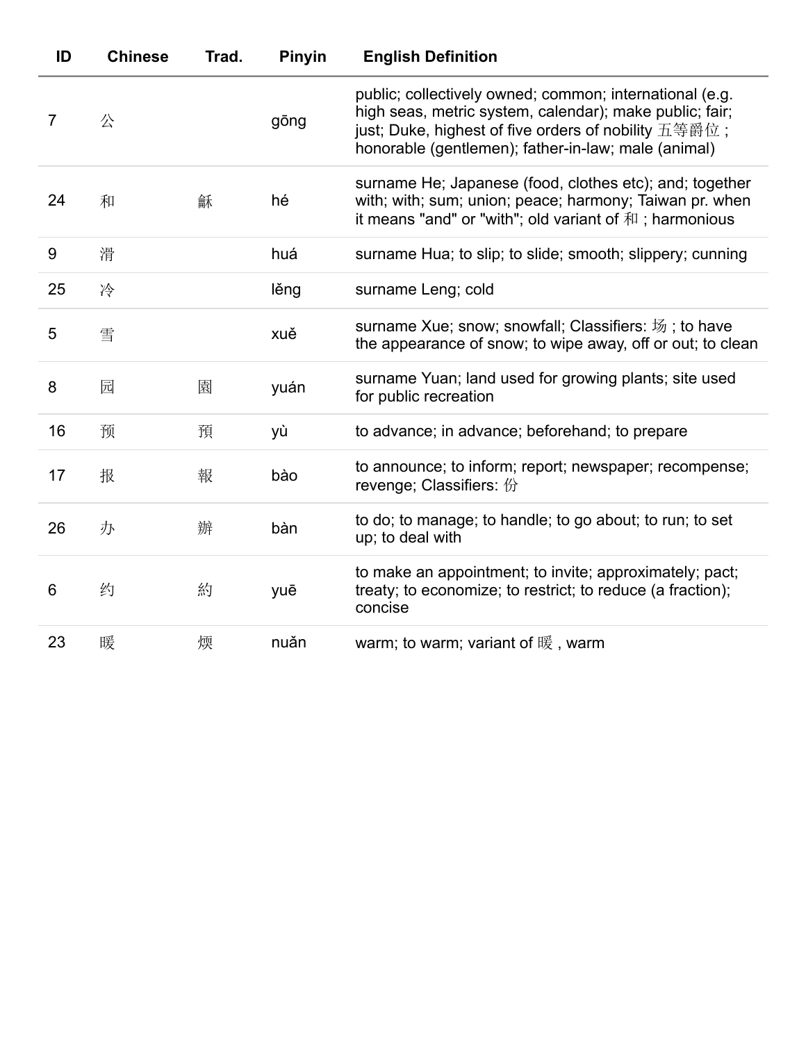| ID | Chinese | Trad. | Pinyin | English Definition |
| --- | --- | --- | --- | --- |
| 7 | 公 | | gōng | public; collectively owned; common; international (e.g. high seas, metric system, calendar); make public; fair; just; Duke, highest of five orders of nobility 五等爵位 ; honorable (gentlemen); father-in-law; male (animal) |
| 24 | 和 | 龢 | hé | surname He; Japanese (food, clothes etc); and; together with; with; sum; union; peace; harmony; Taiwan pr. when it means "and" or "with"; old variant of 和 ; harmonious |
| 9 | 滑 | | huá | surname Hua; to slip; to slide; smooth; slippery; cunning |
| 25 | 冷 | | lěng | surname Leng; cold |
| 5 | 雪 | | xuě | surname Xue; snow; snowfall; Classifiers: 场 ; to have the appearance of snow; to wipe away, off or out; to clean |
| 8 | 园 | 園 | yuán | surname Yuan; land used for growing plants; site used for public recreation |
| 16 | 预 | 預 | yù | to advance; in advance; beforehand; to prepare |
| 17 | 报 | 報 | bào | to announce; to inform; report; newspaper; recompense; revenge; Classifiers: 份 |
| 26 | 办 | 辦 | bàn | to do; to manage; to handle; to go about; to run; to set up; to deal with |
| 6 | 约 | 約 | yuē | to make an appointment; to invite; approximately; pact; treaty; to economize; to restrict; to reduce (a fraction); concise |
| 23 | 暖 | 煖 | nuǎn | warm; to warm; variant of 暖 , warm |